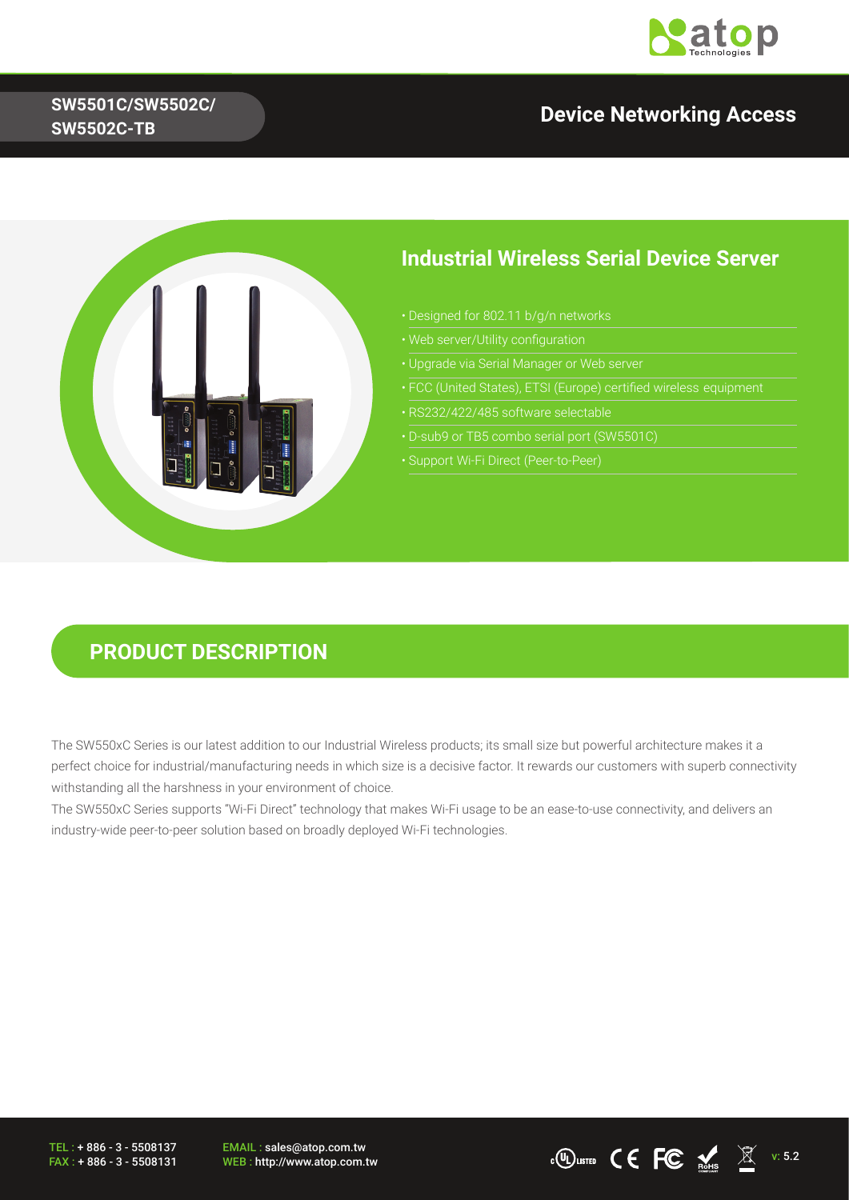SW5501C/SW5502C/ SW5502C-TB

## Device Networking Access

# Industrial Wireless Serial Device Server

- Designed for 802.11 b/g/n networks
- Web server/Utility configuration
- Upgrade via Serial Manager or Web server
- FCC (United States), ETSI (Europe) certified wireless equipment
- RS232/422/485 software selectable
- D-sub9 or TB5 combo serial port (SW5501C)
- Support Wi-Fi Direct (Peer-to-Peer)

## PRODUCT DESCRIPTION

The SW550xC Series is our latest addition to our Industrial Wireless products; its small size but powerful architecture makes it a perfect choice for industrial/manufacturing needs in which size is a decisive factor. It rewards our customers with superb connectivity withstanding all the harshness in your environment of choice.

The SW550xC Series supports "Wi-Fi Direct" technology that makes Wi-Fi usage to be an ease-to-use connectivity, and delivers an industry-wide peer-to-peer solution based on broadly deployed Wi-Fi technologies.

TEL : + 886 - 3 - 5508137
FAX : + 886 - 3 - 5508131
EMAIL : sales@atop.com.tw
WEB : http://www.atop.com.tw

v: 5.2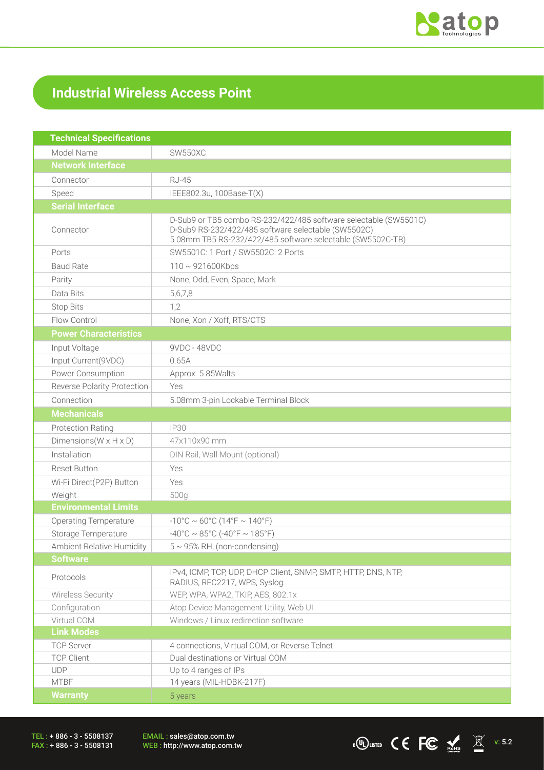## Industrial Wireless Access Point

| Technical Specifications | |
|---|---|
| Model Name | SW550XC |
| **Network Interface** | |
| Connector | RJ-45 |
| Speed | IEEE802.3u, 100Base-T(X) |
| **Serial Interface** | |
| Connector | D-Sub9 or TB5 combo RS-232/422/485 software selectable (SW5501C)<br>D-Sub9 RS-232/422/485 software selectable (SW5502C)<br>5.08mm TB5 RS-232/422/485 software selectable (SW5502C-TB) |
| Ports | SW5501C: 1 Port / SW5502C: 2 Ports |
| Baud Rate | 110 ~ 921600Kbps |
| Parity | None, Odd, Even, Space, Mark |
| Data Bits | 5,6,7,8 |
| Stop Bits | 1,2 |
| Flow Control | None, Xon / Xoff, RTS/CTS |
| **Power Characteristics** | |
| Input Voltage | 9VDC - 48VDC |
| Input Current(9VDC) | 0.65A |
| Power Consumption | Approx. 5.85Walts |
| Reverse Polarity Protection | Yes |
| Connection | 5.08mm 3-pin Lockable Terminal Block |
| **Mechanicals** | |
| Protection Rating | IP30 |
| Dimensions(W x H x D) | 47x110x90 mm |
| Installation | DIN Rail, Wall Mount (optional) |
| Reset Button | Yes |
| Wi-Fi Direct(P2P) Button | Yes |
| Weight | 500g |
| **Environmental Limits** | |
| Operating Temperature | -10°C ~ 60°C (14°F ~ 140°F) |
| Storage Temperature | -40°C ~ 85°C (-40°F ~ 185°F) |
| Ambient Relative Humidity | 5 ~ 95% RH, (non-condensing) |
| **Software** | |
| Protocols | IPv4, ICMP, TCP, UDP, DHCP Client, SNMP, SMTP, HTTP, DNS, NTP, RADIUS, RFC2217, WPS, Syslog |
| Wireless Security | WEP, WPA, WPA2, TKIP, AES, 802.1x |
| Configuration | Atop Device Management Utility, Web UI |
| Virtual COM | Windows / Linux redirection software |
| **Link Modes** | |
| TCP Server | 4 connections, Virtual COM, or Reverse Telnet |
| TCP Client | Dual destinations or Virtual COM |
| UDP | Up to 4 ranges of IPs |
| MTBF | 14 years (MIL-HDBK-217F) |
| **Warranty** | 5 years |

TEL : + 886 - 3 - 5508137
FAX : + 886 - 3 - 5508131

EMAIL : sales@atop.com.tw
WEB : http://www.atop.com.tw

v: 5.2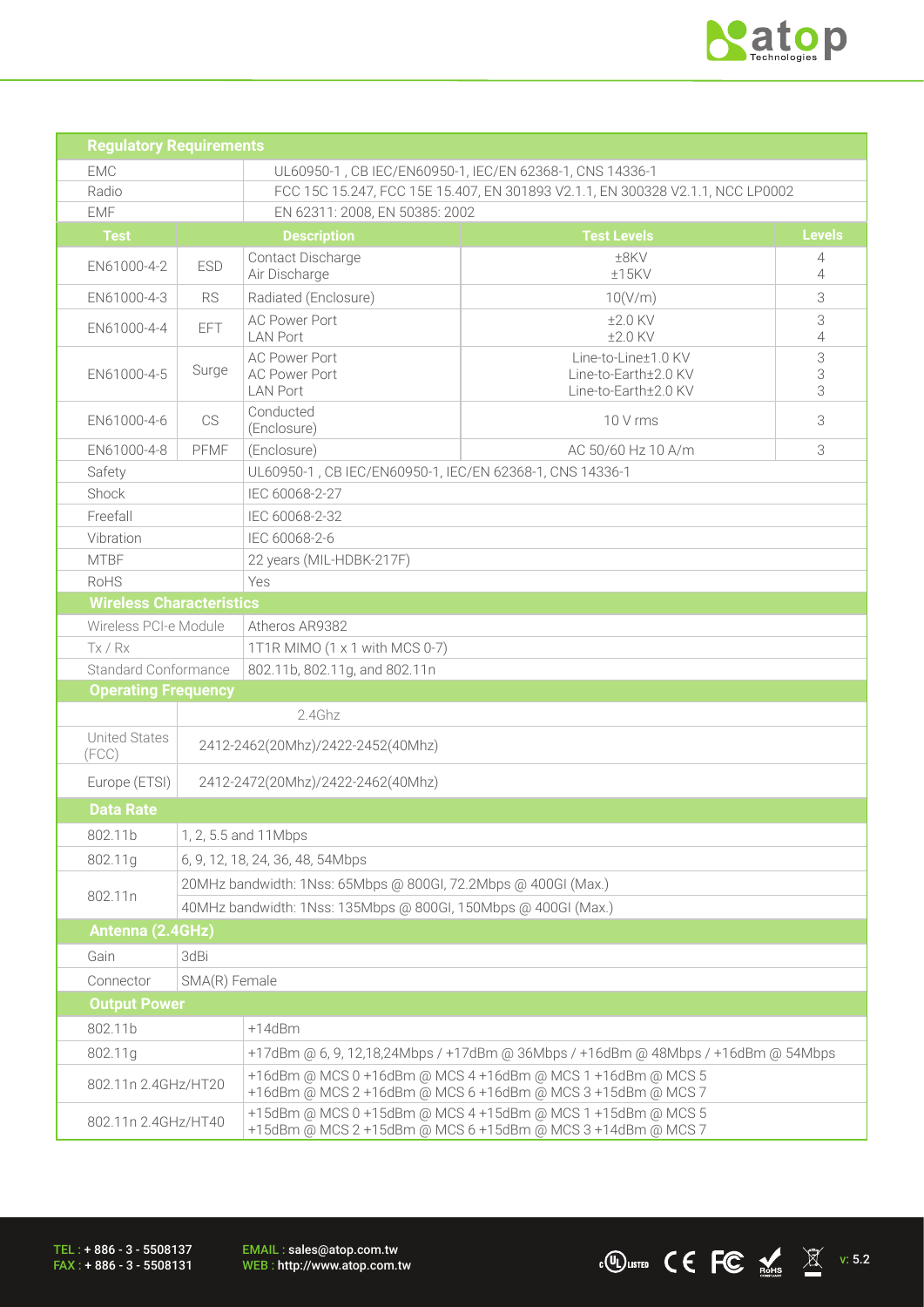## Regulatory Requirements

| | | | | |
|---|---|---|---|---|
| EMC | | UL60950-1 , CB IEC/EN60950-1, IEC/EN 62368-1, CNS 14336-1 | | |
| Radio | | FCC 15C 15.247, FCC 15E 15.407, EN 301893 V2.1.1, EN 300328 V2.1.1, NCC LP0002 | | |
| EMF | | EN 62311: 2008, EN 50385: 2002 | | |
| **Test** | | **Description** | **Test Levels** | **Levels** |
| EN61000-4-2 | ESD | Contact Discharge<br>Air Discharge | ±8KV<br>±15KV | 4<br>4 |
| EN61000-4-3 | RS | Radiated (Enclosure) | 10(V/m) | 3 |
| EN61000-4-4 | EFT | AC Power Port<br>LAN Port | ±2.0 KV<br>±2.0 KV | 3<br>4 |
| EN61000-4-5 | Surge | AC Power Port<br>AC Power Port<br>LAN Port | Line-to-Line±1.0 KV<br>Line-to-Earth±2.0 KV<br>Line-to-Earth±2.0 KV | 3<br>3<br>3 |
| EN61000-4-6 | CS | Conducted (Enclosure) | 10 V rms | 3 |
| EN61000-4-8 | PFMF | (Enclosure) | AC 50/60 Hz 10 A/m | 3 |
| Safety | | UL60950-1 , CB IEC/EN60950-1, IEC/EN 62368-1, CNS 14336-1 | | |
| Shock | | IEC 60068-2-27 | | |
| Freefall | | IEC 60068-2-32 | | |
| Vibration | | IEC 60068-2-6 | | |
| MTBF | | 22 years (MIL-HDBK-217F) | | |
| RoHS | | Yes | | |

## Wireless Characteristics

| | |
|---|---|
| Wireless PCI-e Module | Atheros AR9382 |
| Tx / Rx | 1T1R MIMO (1 x 1 with MCS 0-7) |
| Standard Conformance | 802.11b, 802.11g, and 802.11n |

## Operating Frequency

| | 2.4Ghz |
|---|---|
| United States (FCC) | 2412-2462(20Mhz)/2422-2452(40Mhz) |
| Europe (ETSI) | 2412-2472(20Mhz)/2422-2462(40Mhz) |

## Data Rate

| | |
|---|---|
| 802.11b | 1, 2, 5.5 and 11Mbps |
| 802.11g | 6, 9, 12, 18, 24, 36, 48, 54Mbps |
| 802.11n | 20MHz bandwidth: 1Nss: 65Mbps @ 800GI, 72.2Mbps @ 400GI (Max.)<br>40MHz bandwidth: 1Nss: 135Mbps @ 800GI, 150Mbps @ 400GI (Max.) |

## Antenna (2.4GHz)

| | |
|---|---|
| Gain | 3dBi |
| Connector | SMA(R) Female |

## Output Power

| | |
|---|---|
| 802.11b | +14dBm |
| 802.11g | +17dBm @ 6, 9, 12,18,24Mbps / +17dBm @ 36Mbps / +16dBm @ 48Mbps / +16dBm @ 54Mbps |
| 802.11n 2.4GHz/HT20 | +16dBm @ MCS 0 +16dBm @ MCS 4 +16dBm @ MCS 1 +16dBm @ MCS 5<br>+16dBm @ MCS 2 +16dBm @ MCS 6 +16dBm @ MCS 3 +15dBm @ MCS 7 |
| 802.11n 2.4GHz/HT40 | +15dBm @ MCS 0 +15dBm @ MCS 4 +15dBm @ MCS 1 +15dBm @ MCS 5<br>+15dBm @ MCS 2 +15dBm @ MCS 6 +15dBm @ MCS 3 +14dBm @ MCS 7 |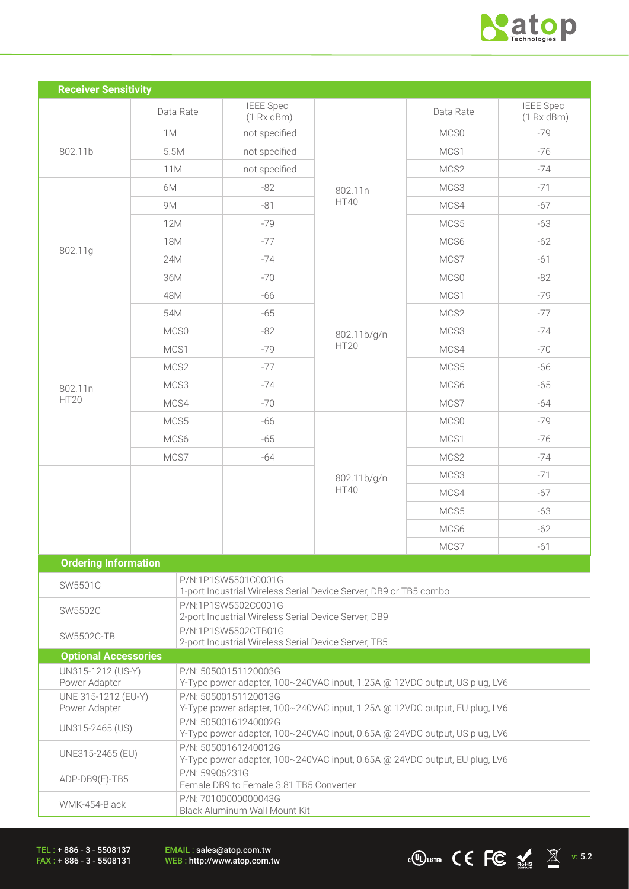## Receiver Sensitivity

| | Data Rate | IEEE Spec (1 Rx dBm) | | Data Rate | IEEE Spec (1 Rx dBm) |
|---|---|---|---|---|---|
| 802.11b | 1M | not specified | 802.11n HT40 | MCS0 | -79 |
| | 5.5M | not specified | | MCS1 | -76 |
| | 11M | not specified | | MCS2 | -74 |
| 802.11g | 6M | -82 | | MCS3 | -71 |
| | 9M | -81 | | MCS4 | -67 |
| | 12M | -79 | | MCS5 | -63 |
| | 18M | -77 | | MCS6 | -62 |
| | 24M | -74 | | MCS7 | -61 |
| | 36M | -70 | 802.11b/g/n HT20 | MCS0 | -82 |
| | 48M | -66 | | MCS1 | -79 |
| | 54M | -65 | | MCS2 | -77 |
| 802.11n HT20 | MCS0 | -82 | | MCS3 | -74 |
| | MCS1 | -79 | | MCS4 | -70 |
| | MCS2 | -77 | | MCS5 | -66 |
| | MCS3 | -74 | | MCS6 | -65 |
| | MCS4 | -70 | | MCS7 | -64 |
| | MCS5 | -66 | 802.11b/g/n HT40 | MCS0 | -79 |
| | MCS6 | -65 | | MCS1 | -76 |
| | MCS7 | -64 | | MCS2 | -74 |
| | | | | MCS3 | -71 |
| | | | | MCS4 | -67 |
| | | | | MCS5 | -63 |
| | | | | MCS6 | -62 |
| | | | | MCS7 | -61 |

## Ordering Information

| Model | Description |
|---|---|
| SW5501C | P/N:1P1SW5501C0001G<br>1-port Industrial Wireless Serial Device Server, DB9 or TB5 combo |
| SW5502C | P/N:1P1SW5502C0001G<br>2-port Industrial Wireless Serial Device Server, DB9 |
| SW5502C-TB | P/N:1P1SW5502CTB01G<br>2-port Industrial Wireless Serial Device Server, TB5 |

## Optional Accessories

| Accessory | Description |
|---|---|
| UN315-1212 (US-Y) Power Adapter | P/N: 50500151120003G<br>Y-Type power adapter, 100~240VAC input, 1.25A @ 12VDC output, US plug, LV6 |
| UNE 315-1212 (EU-Y) Power Adapter | P/N: 50500151120013G<br>Y-Type power adapter, 100~240VAC input, 1.25A @ 12VDC output, EU plug, LV6 |
| UN315-2465 (US) | P/N: 50500161240002G<br>Y-Type power adapter, 100~240VAC input, 0.65A @ 24VDC output, US plug, LV6 |
| UNE315-2465 (EU) | P/N: 50500161240012G<br>Y-Type power adapter, 100~240VAC input, 0.65A @ 24VDC output, EU plug, LV6 |
| ADP-DB9(F)-TB5 | P/N: 59906231G<br>Female DB9 to Female 3.81 TB5 Converter |
| WMK-454-Black | P/N: 70100000000043G<br>Black Aluminum Wall Mount Kit |

TEL : + 886 - 3 - 5508137
FAX : + 886 - 3 - 5508131
EMAIL : sales@atop.com.tw
WEB : http://www.atop.com.tw
v: 5.2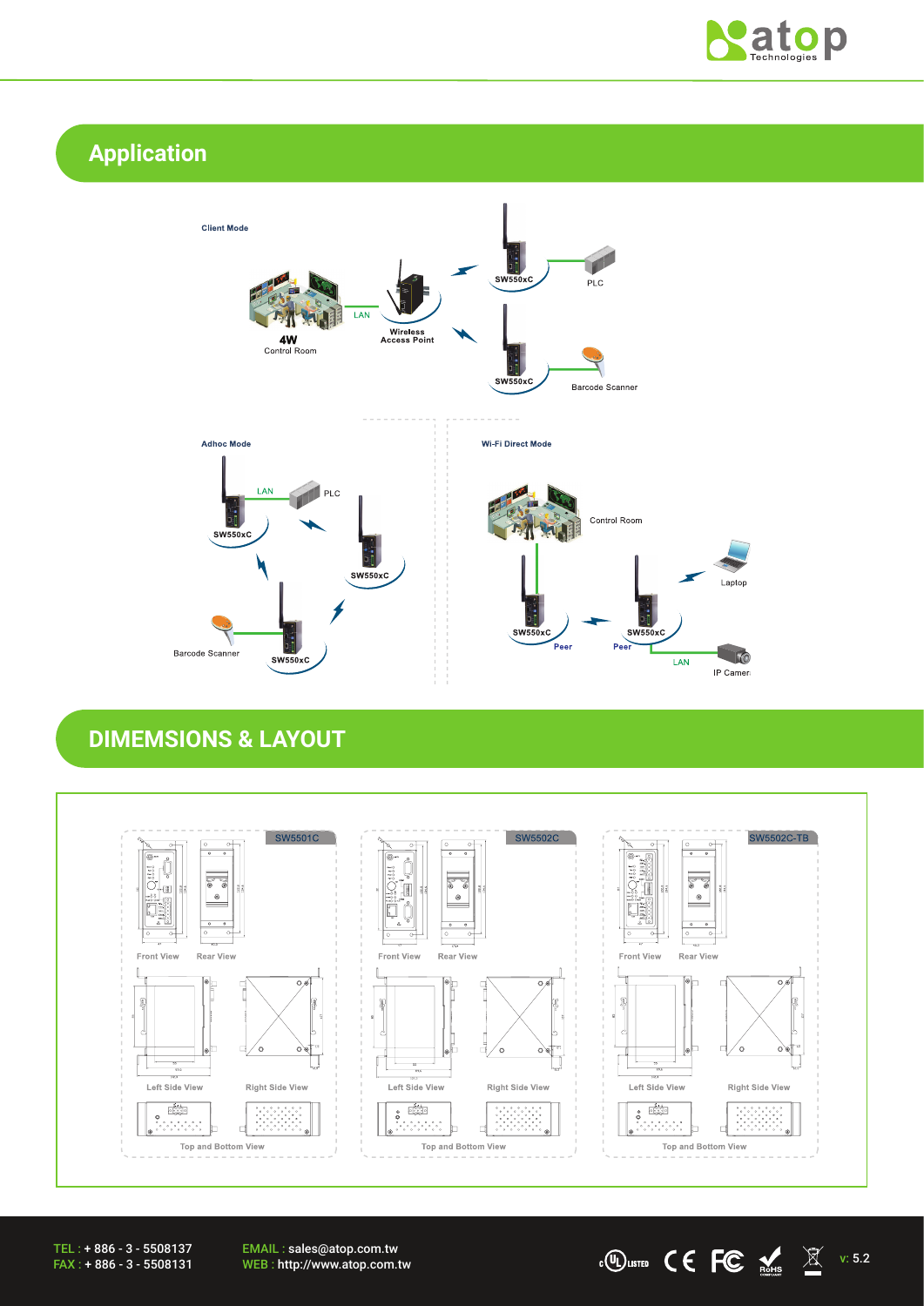## Application

Client Mode

4W
Control Room

LAN

Wireless
Access Point

SW550xC

PLC

SW550xC

Barcode Scanner

Adhoc Mode

LAN

PLC

SW550xC

SW550xC

Barcode Scanner

SW550xC

Wi-Fi Direct Mode

Control Room

Laptop

SW550xC
Peer

SW550xC
Peer

LAN

IP Camera

## DIMEMSIONS & LAYOUT

SW5501C

Front View

Rear View

Left Side View

Right Side View

Top and Bottom View

SW5502C

Front View

Rear View

Left Side View

Right Side View

Top and Bottom View

SW5502C-TB

Front View

Rear View

Left Side View

Right Side View

Top and Bottom View

TEL : + 886 - 3 - 5508137
FAX : + 886 - 3 - 5508131

EMAIL : sales@atop.com.tw
WEB : http://www.atop.com.tw

v: 5.2